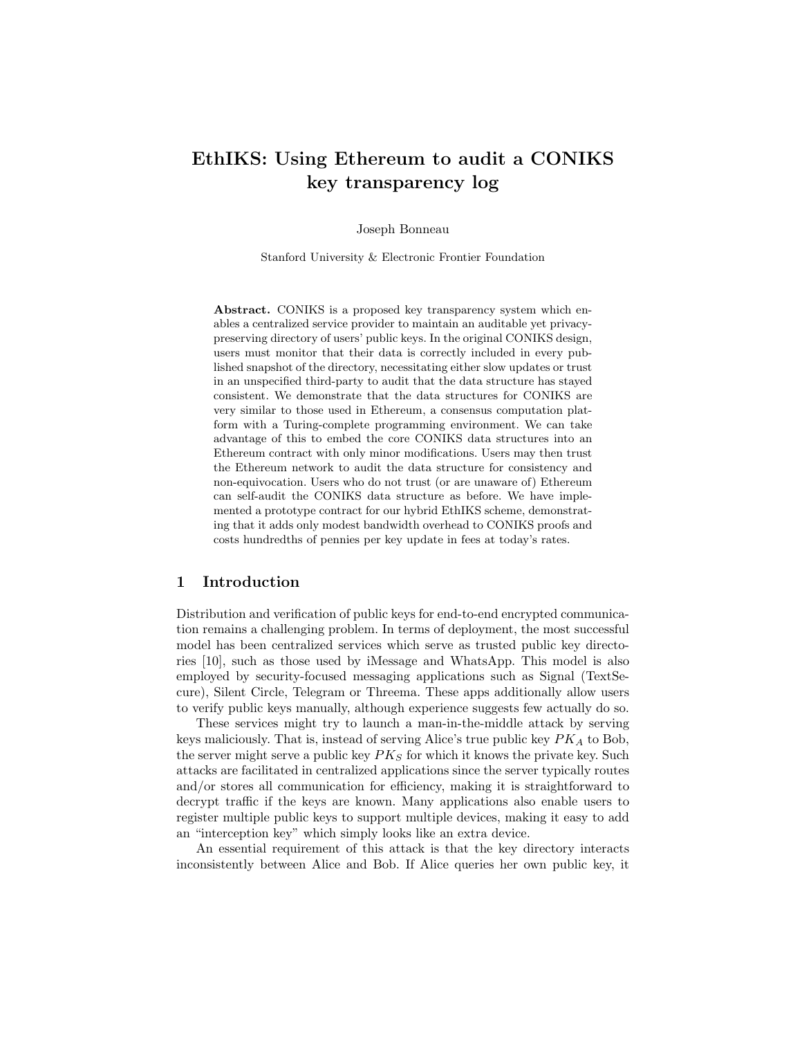# EthIKS: Using Ethereum to audit a CONIKS key transparency log

Joseph Bonneau

Stanford University & Electronic Frontier Foundation

**Abstract.** CONIKS is a proposed key transparency system which enables a centralized service provider to maintain an auditable yet privacy-preserving directory of users' public keys. In the original CONIKS design, users must monitor that their data is correctly included in every published snapshot of the directory, necessitating either slow updates or trust in an unspecified third-party to audit that the data structure has stayed consistent. We demonstrate that the data structures for CONIKS are very similar to those used in Ethereum, a consensus computation platform with a Turing-complete programming environment. We can take advantage of this to embed the core CONIKS data structures into an Ethereum contract with only minor modifications. Users may then trust the Ethereum network to audit the data structure for consistency and non-equivocation. Users who do not trust (or are unaware of) Ethereum can self-audit the CONIKS data structure as before. We have implemented a prototype contract for our hybrid EthIKS scheme, demonstrating that it adds only modest bandwidth overhead to CONIKS proofs and costs hundredths of pennies per key update in fees at today's rates.

## 1 Introduction

Distribution and verification of public keys for end-to-end encrypted communication remains a challenging problem. In terms of deployment, the most successful model has been centralized services which serve as trusted public key directories [10], such as those used by iMessage and WhatsApp. This model is also employed by security-focused messaging applications such as Signal (TextSecure), Silent Circle, Telegram or Threema. These apps additionally allow users to verify public keys manually, although experience suggests few actually do so.

These services might try to launch a man-in-the-middle attack by serving keys maliciously. That is, instead of serving Alice's true public key $PK_A$ to Bob, the server might serve a public key $PK_S$ for which it knows the private key. Such attacks are facilitated in centralized applications since the server typically routes and/or stores all communication for efficiency, making it is straightforward to decrypt traffic if the keys are known. Many applications also enable users to register multiple public keys to support multiple devices, making it easy to add an "interception key" which simply looks like an extra device.

An essential requirement of this attack is that the key directory interacts inconsistently between Alice and Bob. If Alice queries her own public key, it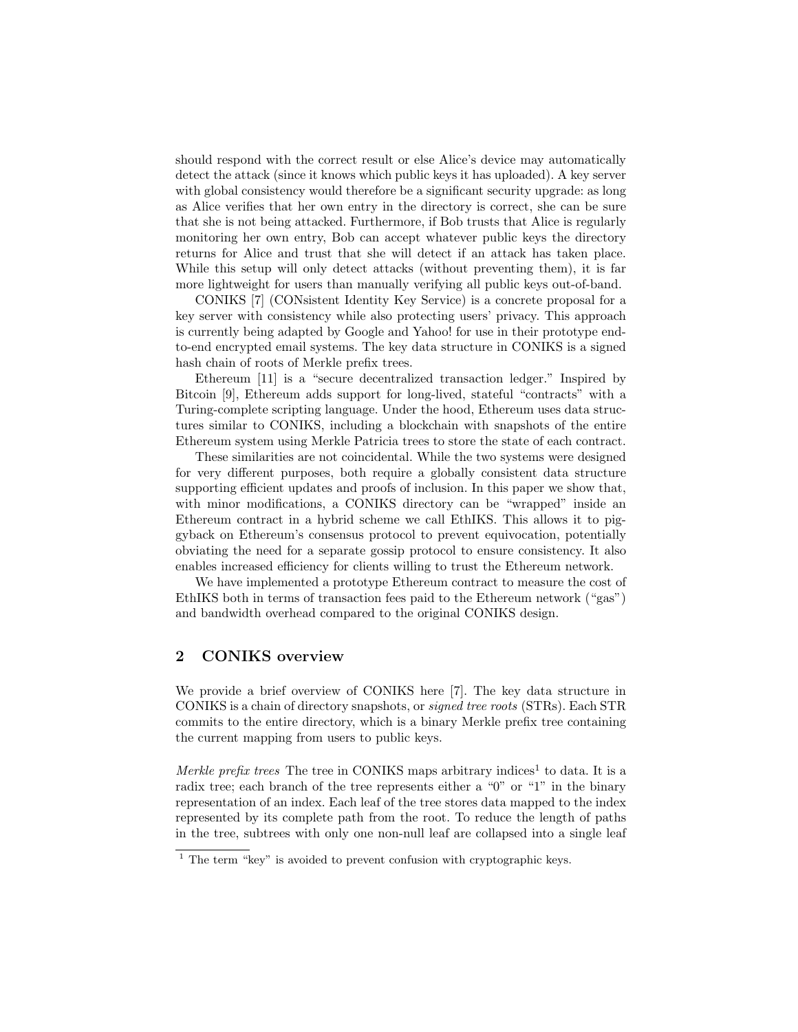should respond with the correct result or else Alice's device may automatically detect the attack (since it knows which public keys it has uploaded). A key server with global consistency would therefore be a significant security upgrade: as long as Alice verifies that her own entry in the directory is correct, she can be sure that she is not being attacked. Furthermore, if Bob trusts that Alice is regularly monitoring her own entry, Bob can accept whatever public keys the directory returns for Alice and trust that she will detect if an attack has taken place. While this setup will only detect attacks (without preventing them), it is far more lightweight for users than manually verifying all public keys out-of-band.

CONIKS [7] (CONsistent Identity Key Service) is a concrete proposal for a key server with consistency while also protecting users' privacy. This approach is currently being adapted by Google and Yahoo! for use in their prototype end-to-end encrypted email systems. The key data structure in CONIKS is a signed hash chain of roots of Merkle prefix trees.

Ethereum [11] is a "secure decentralized transaction ledger." Inspired by Bitcoin [9], Ethereum adds support for long-lived, stateful "contracts" with a Turing-complete scripting language. Under the hood, Ethereum uses data structures similar to CONIKS, including a blockchain with snapshots of the entire Ethereum system using Merkle Patricia trees to store the state of each contract.

These similarities are not coincidental. While the two systems were designed for very different purposes, both require a globally consistent data structure supporting efficient updates and proofs of inclusion. In this paper we show that, with minor modifications, a CONIKS directory can be "wrapped" inside an Ethereum contract in a hybrid scheme we call EthIKS. This allows it to piggyback on Ethereum's consensus protocol to prevent equivocation, potentially obviating the need for a separate gossip protocol to ensure consistency. It also enables increased efficiency for clients willing to trust the Ethereum network.

We have implemented a prototype Ethereum contract to measure the cost of EthIKS both in terms of transaction fees paid to the Ethereum network ("gas") and bandwidth overhead compared to the original CONIKS design.

## 2 CONIKS overview

We provide a brief overview of CONIKS here [7]. The key data structure in CONIKS is a chain of directory snapshots, or *signed tree roots* (STRs). Each STR commits to the entire directory, which is a binary Merkle prefix tree containing the current mapping from users to public keys.

*Merkle prefix trees* The tree in CONIKS maps arbitrary indices[1] to data. It is a radix tree; each branch of the tree represents either a "0" or "1" in the binary representation of an index. Each leaf of the tree stores data mapped to the index represented by its complete path from the root. To reduce the length of paths in the tree, subtrees with only one non-null leaf are collapsed into a single leaf

[1] The term "key" is avoided to prevent confusion with cryptographic keys.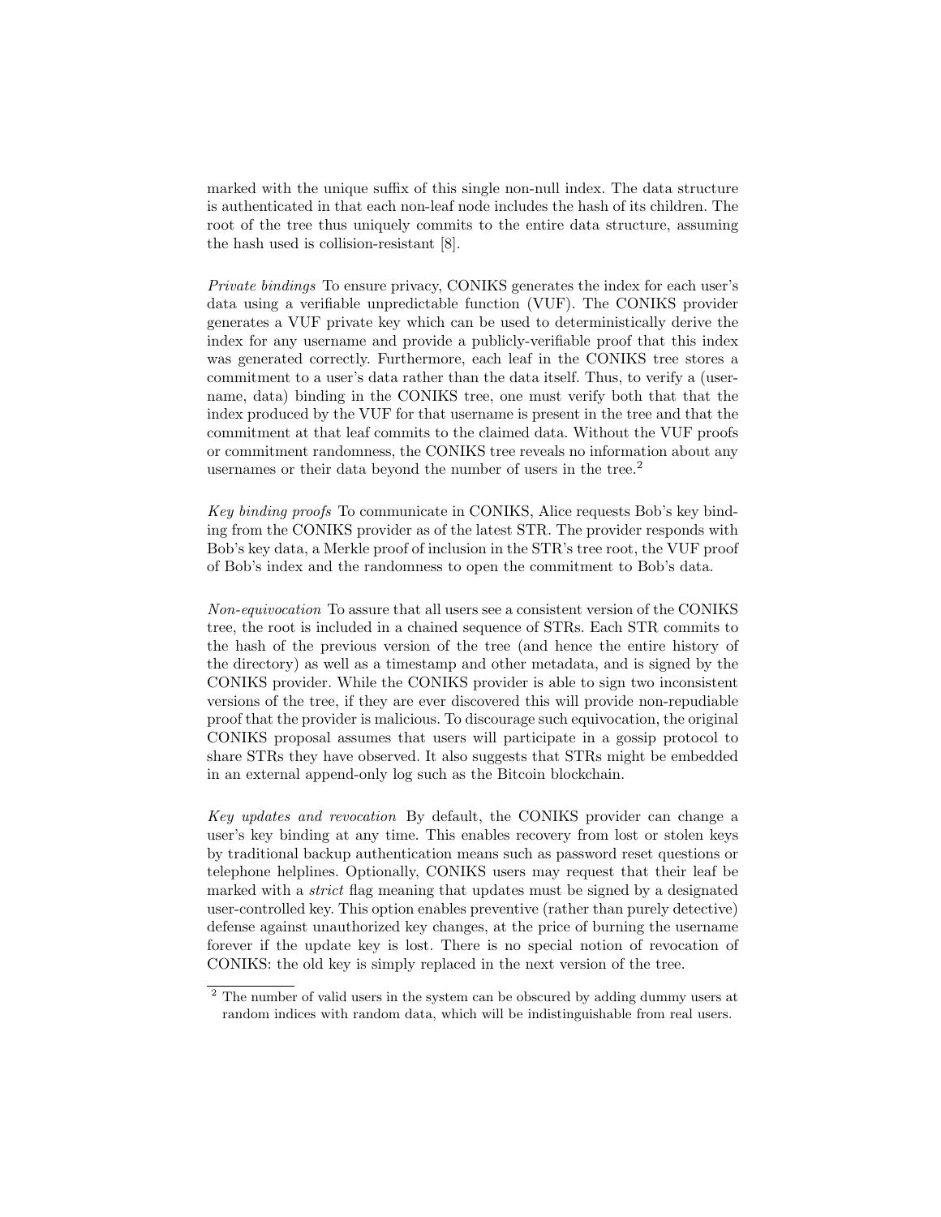marked with the unique suffix of this single non-null index. The data structure is authenticated in that each non-leaf node includes the hash of its children. The root of the tree thus uniquely commits to the entire data structure, assuming the hash used is collision-resistant [8].

*Private bindings* To ensure privacy, CONIKS generates the index for each user's data using a verifiable unpredictable function (VUF). The CONIKS provider generates a VUF private key which can be used to deterministically derive the index for any username and provide a publicly-verifiable proof that this index was generated correctly. Furthermore, each leaf in the CONIKS tree stores a commitment to a user's data rather than the data itself. Thus, to verify a (username, data) binding in the CONIKS tree, one must verify both that that the index produced by the VUF for that username is present in the tree and that the commitment at that leaf commits to the claimed data. Without the VUF proofs or commitment randomness, the CONIKS tree reveals no information about any usernames or their data beyond the number of users in the tree.[2]

*Key binding proofs* To communicate in CONIKS, Alice requests Bob's key binding from the CONIKS provider as of the latest STR. The provider responds with Bob's key data, a Merkle proof of inclusion in the STR's tree root, the VUF proof of Bob's index and the randomness to open the commitment to Bob's data.

*Non-equivocation* To assure that all users see a consistent version of the CONIKS tree, the root is included in a chained sequence of STRs. Each STR commits to the hash of the previous version of the tree (and hence the entire history of the directory) as well as a timestamp and other metadata, and is signed by the CONIKS provider. While the CONIKS provider is able to sign two inconsistent versions of the tree, if they are ever discovered this will provide non-repudiable proof that the provider is malicious. To discourage such equivocation, the original CONIKS proposal assumes that users will participate in a gossip protocol to share STRs they have observed. It also suggests that STRs might be embedded in an external append-only log such as the Bitcoin blockchain.

*Key updates and revocation* By default, the CONIKS provider can change a user's key binding at any time. This enables recovery from lost or stolen keys by traditional backup authentication means such as password reset questions or telephone helplines. Optionally, CONIKS users may request that their leaf be marked with a *strict* flag meaning that updates must be signed by a designated user-controlled key. This option enables preventive (rather than purely detective) defense against unauthorized key changes, at the price of burning the username forever if the update key is lost. There is no special notion of revocation of CONIKS: the old key is simply replaced in the next version of the tree.

[2] The number of valid users in the system can be obscured by adding dummy users at random indices with random data, which will be indistinguishable from real users.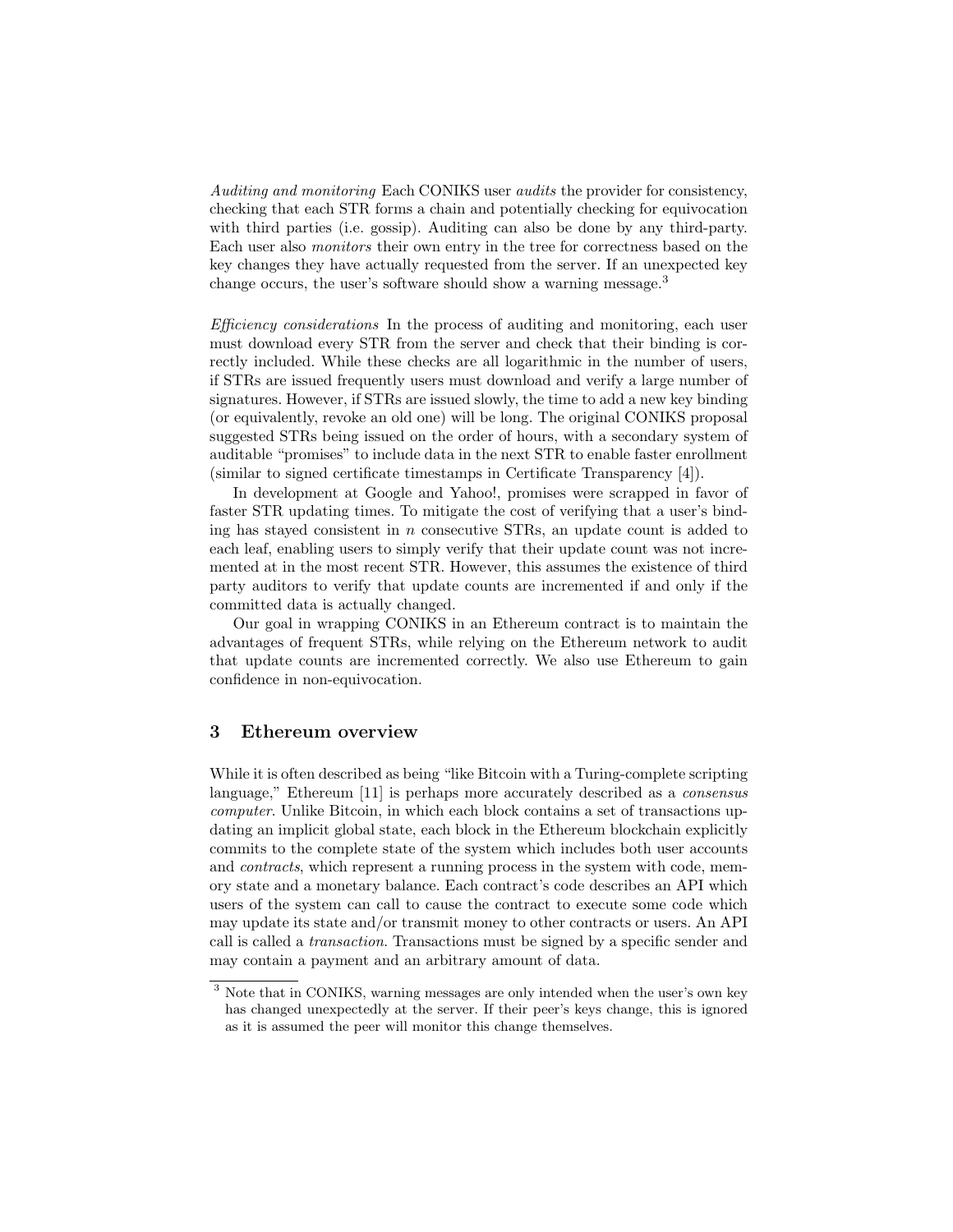*Auditing and monitoring* Each CONIKS user *audits* the provider for consistency, checking that each STR forms a chain and potentially checking for equivocation with third parties (i.e. gossip). Auditing can also be done by any third-party. Each user also *monitors* their own entry in the tree for correctness based on the key changes they have actually requested from the server. If an unexpected key change occurs, the user's software should show a warning message.[3]

*Efficiency considerations* In the process of auditing and monitoring, each user must download every STR from the server and check that their binding is correctly included. While these checks are all logarithmic in the number of users, if STRs are issued frequently users must download and verify a large number of signatures. However, if STRs are issued slowly, the time to add a new key binding (or equivalently, revoke an old one) will be long. The original CONIKS proposal suggested STRs being issued on the order of hours, with a secondary system of auditable "promises" to include data in the next STR to enable faster enrollment (similar to signed certificate timestamps in Certificate Transparency [4]).

In development at Google and Yahoo!, promises were scrapped in favor of faster STR updating times. To mitigate the cost of verifying that a user's binding has stayed consistent in $n$ consecutive STRs, an update count is added to each leaf, enabling users to simply verify that their update count was not incremented at in the most recent STR. However, this assumes the existence of third party auditors to verify that update counts are incremented if and only if the committed data is actually changed.

Our goal in wrapping CONIKS in an Ethereum contract is to maintain the advantages of frequent STRs, while relying on the Ethereum network to audit that update counts are incremented correctly. We also use Ethereum to gain confidence in non-equivocation.

## 3 Ethereum overview

While it is often described as being "like Bitcoin with a Turing-complete scripting language," Ethereum [11] is perhaps more accurately described as a *consensus computer*. Unlike Bitcoin, in which each block contains a set of transactions updating an implicit global state, each block in the Ethereum blockchain explicitly commits to the complete state of the system which includes both user accounts and *contracts*, which represent a running process in the system with code, memory state and a monetary balance. Each contract's code describes an API which users of the system can call to cause the contract to execute some code which may update its state and/or transmit money to other contracts or users. An API call is called a *transaction*. Transactions must be signed by a specific sender and may contain a payment and an arbitrary amount of data.

[3] Note that in CONIKS, warning messages are only intended when the user's own key has changed unexpectedly at the server. If their peer's keys change, this is ignored as it is assumed the peer will monitor this change themselves.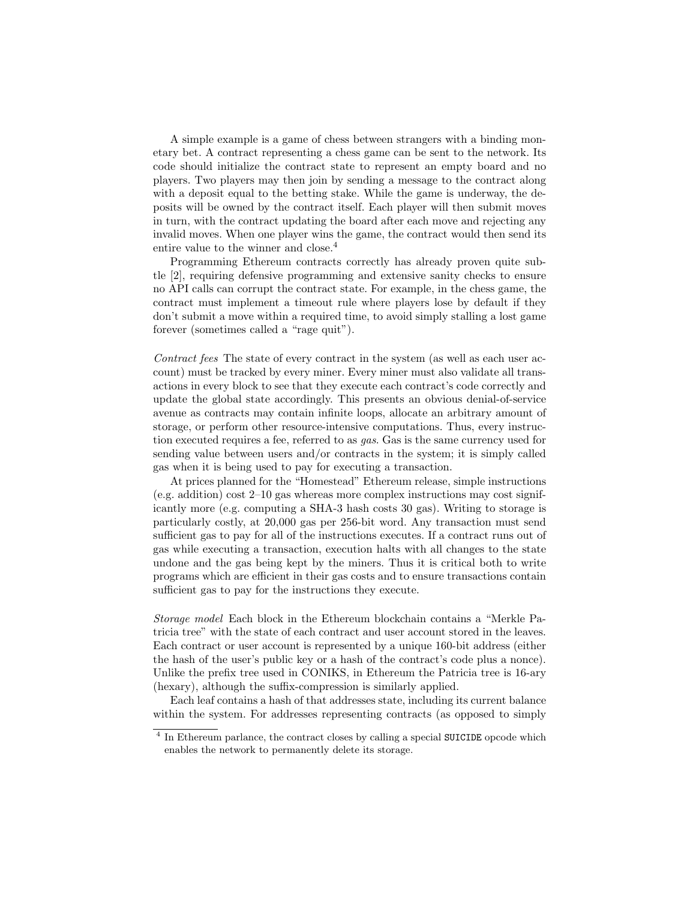A simple example is a game of chess between strangers with a binding monetary bet. A contract representing a chess game can be sent to the network. Its code should initialize the contract state to represent an empty board and no players. Two players may then join by sending a message to the contract along with a deposit equal to the betting stake. While the game is underway, the deposits will be owned by the contract itself. Each player will then submit moves in turn, with the contract updating the board after each move and rejecting any invalid moves. When one player wins the game, the contract would then send its entire value to the winner and close.[4]

Programming Ethereum contracts correctly has already proven quite subtle [2], requiring defensive programming and extensive sanity checks to ensure no API calls can corrupt the contract state. For example, in the chess game, the contract must implement a timeout rule where players lose by default if they don't submit a move within a required time, to avoid simply stalling a lost game forever (sometimes called a "rage quit").

*Contract fees* The state of every contract in the system (as well as each user account) must be tracked by every miner. Every miner must also validate all transactions in every block to see that they execute each contract's code correctly and update the global state accordingly. This presents an obvious denial-of-service avenue as contracts may contain infinite loops, allocate an arbitrary amount of storage, or perform other resource-intensive computations. Thus, every instruction executed requires a fee, referred to as *gas*. Gas is the same currency used for sending value between users and/or contracts in the system; it is simply called gas when it is being used to pay for executing a transaction.

At prices planned for the "Homestead" Ethereum release, simple instructions (e.g. addition) cost 2–10 gas whereas more complex instructions may cost significantly more (e.g. computing a SHA-3 hash costs 30 gas). Writing to storage is particularly costly, at 20,000 gas per 256-bit word. Any transaction must send sufficient gas to pay for all of the instructions executes. If a contract runs out of gas while executing a transaction, execution halts with all changes to the state undone and the gas being kept by the miners. Thus it is critical both to write programs which are efficient in their gas costs and to ensure transactions contain sufficient gas to pay for the instructions they execute.

*Storage model* Each block in the Ethereum blockchain contains a "Merkle Patricia tree" with the state of each contract and user account stored in the leaves. Each contract or user account is represented by a unique 160-bit address (either the hash of the user's public key or a hash of the contract's code plus a nonce). Unlike the prefix tree used in CONIKS, in Ethereum the Patricia tree is 16-ary (hexary), although the suffix-compression is similarly applied.

Each leaf contains a hash of that addresses state, including its current balance within the system. For addresses representing contracts (as opposed to simply

[4] In Ethereum parlance, the contract closes by calling a special `SUICIDE` opcode which enables the network to permanently delete its storage.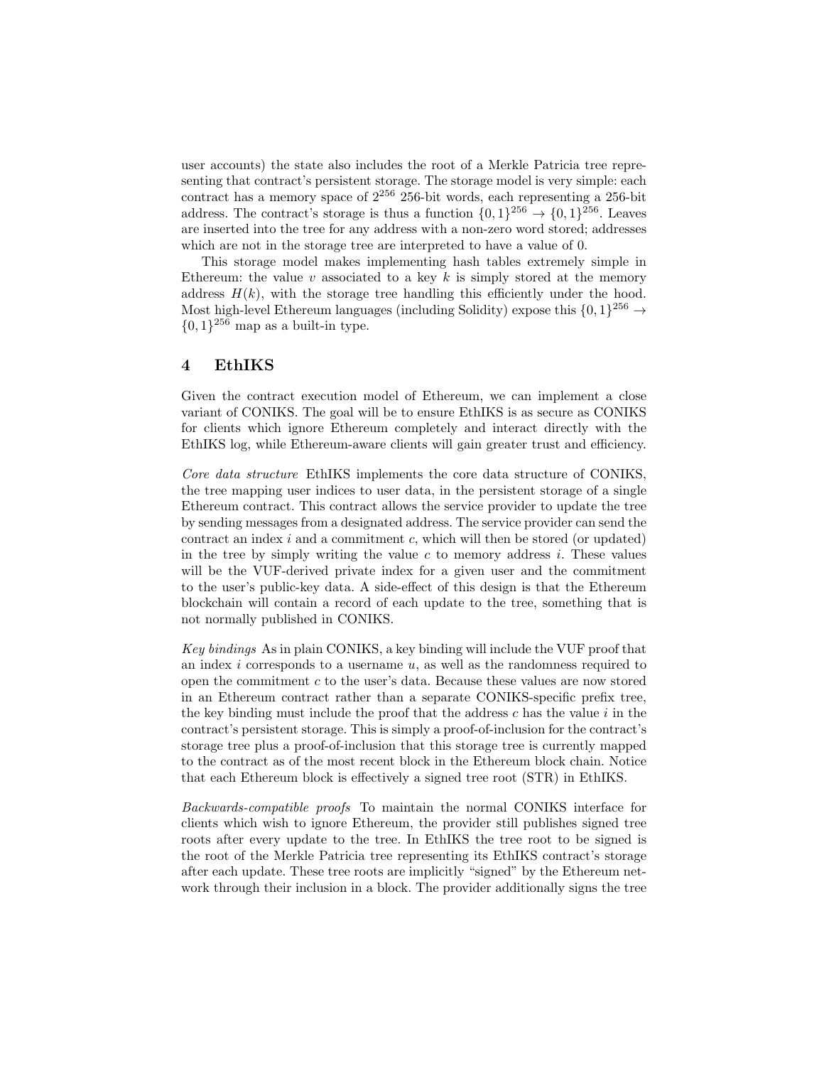user accounts) the state also includes the root of a Merkle Patricia tree representing that contract's persistent storage. The storage model is very simple: each contract has a memory space of $2^{256}$ 256-bit words, each representing a 256-bit address. The contract's storage is thus a function $\{0,1\}^{256} \rightarrow \{0,1\}^{256}$. Leaves are inserted into the tree for any address with a non-zero word stored; addresses which are not in the storage tree are interpreted to have a value of 0.

This storage model makes implementing hash tables extremely simple in Ethereum: the value $v$ associated to a key $k$ is simply stored at the memory address $H(k)$, with the storage tree handling this efficiently under the hood. Most high-level Ethereum languages (including Solidity) expose this $\{0,1\}^{256} \rightarrow \{0,1\}^{256}$ map as a built-in type.

## 4 EthIKS

Given the contract execution model of Ethereum, we can implement a close variant of CONIKS. The goal will be to ensure EthIKS is as secure as CONIKS for clients which ignore Ethereum completely and interact directly with the EthIKS log, while Ethereum-aware clients will gain greater trust and efficiency.

*Core data structure* EthIKS implements the core data structure of CONIKS, the tree mapping user indices to user data, in the persistent storage of a single Ethereum contract. This contract allows the service provider to update the tree by sending messages from a designated address. The service provider can send the contract an index $i$ and a commitment $c$, which will then be stored (or updated) in the tree by simply writing the value $c$ to memory address $i$. These values will be the VUF-derived private index for a given user and the commitment to the user's public-key data. A side-effect of this design is that the Ethereum blockchain will contain a record of each update to the tree, something that is not normally published in CONIKS.

*Key bindings* As in plain CONIKS, a key binding will include the VUF proof that an index $i$ corresponds to a username $u$, as well as the randomness required to open the commitment $c$ to the user's data. Because these values are now stored in an Ethereum contract rather than a separate CONIKS-specific prefix tree, the key binding must include the proof that the address $c$ has the value $i$ in the contract's persistent storage. This is simply a proof-of-inclusion for the contract's storage tree plus a proof-of-inclusion that this storage tree is currently mapped to the contract as of the most recent block in the Ethereum block chain. Notice that each Ethereum block is effectively a signed tree root (STR) in EthIKS.

*Backwards-compatible proofs* To maintain the normal CONIKS interface for clients which wish to ignore Ethereum, the provider still publishes signed tree roots after every update to the tree. In EthIKS the tree root to be signed is the root of the Merkle Patricia tree representing its EthIKS contract's storage after each update. These tree roots are implicitly "signed" by the Ethereum network through their inclusion in a block. The provider additionally signs the tree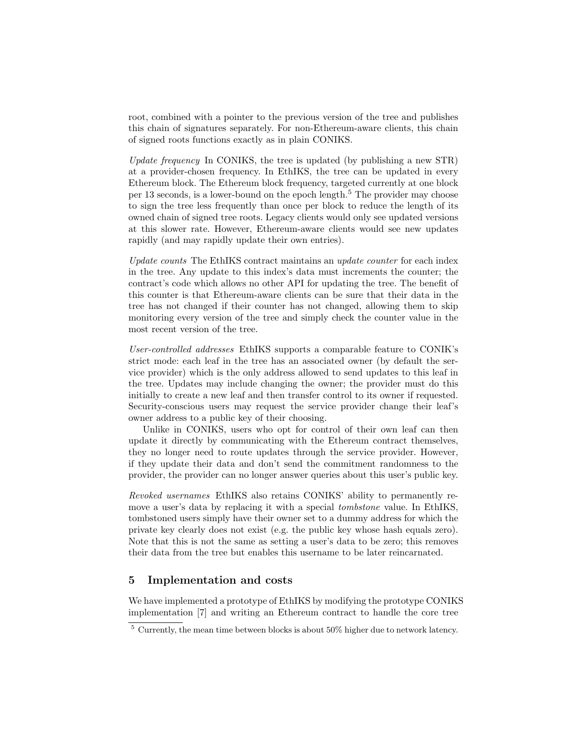root, combined with a pointer to the previous version of the tree and publishes this chain of signatures separately. For non-Ethereum-aware clients, this chain of signed roots functions exactly as in plain CONIKS.

*Update frequency* In CONIKS, the tree is updated (by publishing a new STR) at a provider-chosen frequency. In EthIKS, the tree can be updated in every Ethereum block. The Ethereum block frequency, targeted currently at one block per 13 seconds, is a lower-bound on the epoch length.[5] The provider may choose to sign the tree less frequently than once per block to reduce the length of its owned chain of signed tree roots. Legacy clients would only see updated versions at this slower rate. However, Ethereum-aware clients would see new updates rapidly (and may rapidly update their own entries).

*Update counts* The EthIKS contract maintains an *update counter* for each index in the tree. Any update to this index's data must increments the counter; the contract's code which allows no other API for updating the tree. The benefit of this counter is that Ethereum-aware clients can be sure that their data in the tree has not changed if their counter has not changed, allowing them to skip monitoring every version of the tree and simply check the counter value in the most recent version of the tree.

*User-controlled addresses* EthIKS supports a comparable feature to CONIK's strict mode: each leaf in the tree has an associated owner (by default the service provider) which is the only address allowed to send updates to this leaf in the tree. Updates may include changing the owner; the provider must do this initially to create a new leaf and then transfer control to its owner if requested. Security-conscious users may request the service provider change their leaf's owner address to a public key of their choosing.

Unlike in CONIKS, users who opt for control of their own leaf can then update it directly by communicating with the Ethereum contract themselves, they no longer need to route updates through the service provider. However, if they update their data and don't send the commitment randomness to the provider, the provider can no longer answer queries about this user's public key.

*Revoked usernames* EthIKS also retains CONIKS' ability to permanently remove a user's data by replacing it with a special *tombstone* value. In EthIKS, tombstoned users simply have their owner set to a dummy address for which the private key clearly does not exist (e.g. the public key whose hash equals zero). Note that this is not the same as setting a user's data to be zero; this removes their data from the tree but enables this username to be later reincarnated.

## 5 Implementation and costs

We have implemented a prototype of EthIKS by modifying the prototype CONIKS implementation [7] and writing an Ethereum contract to handle the core tree

---

[5] Currently, the mean time between blocks is about 50% higher due to network latency.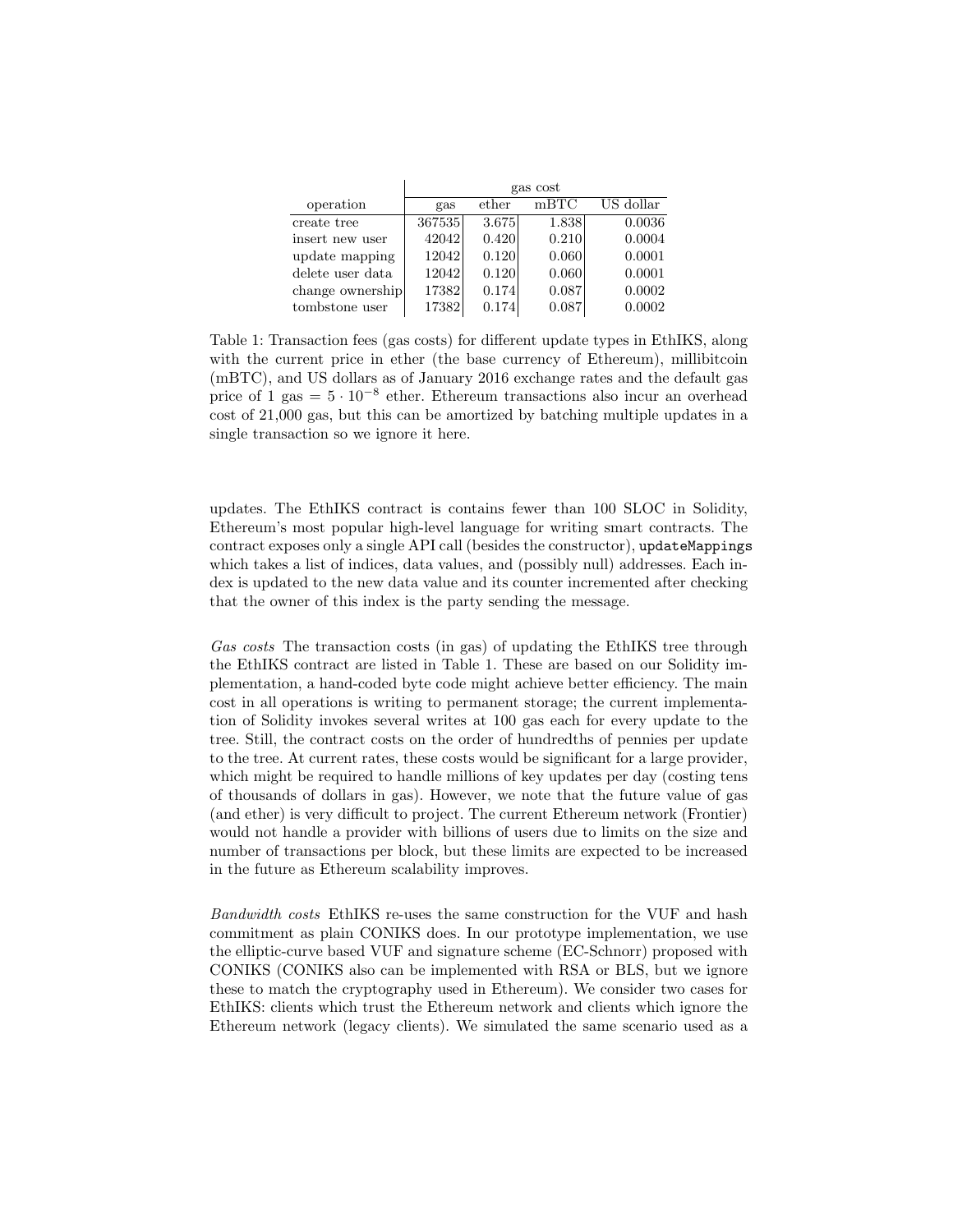| operation | gas cost | | | |
|---|---|---|---|---|
| | gas | ether | mBTC | US dollar |
| create tree | 367535 | 3.675 | 1.838 | 0.0036 |
| insert new user | 42042 | 0.420 | 0.210 | 0.0004 |
| update mapping | 12042 | 0.120 | 0.060 | 0.0001 |
| delete user data | 12042 | 0.120 | 0.060 | 0.0001 |
| change ownership | 17382 | 0.174 | 0.087 | 0.0002 |
| tombstone user | 17382 | 0.174 | 0.087 | 0.0002 |

Table 1: Transaction fees (gas costs) for different update types in EthIKS, along with the current price in ether (the base currency of Ethereum), millibitcoin (mBTC), and US dollars as of January 2016 exchange rates and the default gas price of 1 gas = $5 \cdot 10^{-8}$ ether. Ethereum transactions also incur an overhead cost of 21,000 gas, but this can be amortized by batching multiple updates in a single transaction so we ignore it here.

updates. The EthIKS contract is contains fewer than 100 SLOC in Solidity, Ethereum's most popular high-level language for writing smart contracts. The contract exposes only a single API call (besides the constructor), `updateMappings` which takes a list of indices, data values, and (possibly null) addresses. Each index is updated to the new data value and its counter incremented after checking that the owner of this index is the party sending the message.

*Gas costs* The transaction costs (in gas) of updating the EthIKS tree through the EthIKS contract are listed in Table 1. These are based on our Solidity implementation, a hand-coded byte code might achieve better efficiency. The main cost in all operations is writing to permanent storage; the current implementation of Solidity invokes several writes at 100 gas each for every update to the tree. Still, the contract costs on the order of hundredths of pennies per update to the tree. At current rates, these costs would be significant for a large provider, which might be required to handle millions of key updates per day (costing tens of thousands of dollars in gas). However, we note that the future value of gas (and ether) is very difficult to project. The current Ethereum network (Frontier) would not handle a provider with billions of users due to limits on the size and number of transactions per block, but these limits are expected to be increased in the future as Ethereum scalability improves.

*Bandwidth costs* EthIKS re-uses the same construction for the VUF and hash commitment as plain CONIKS does. In our prototype implementation, we use the elliptic-curve based VUF and signature scheme (EC-Schnorr) proposed with CONIKS (CONIKS also can be implemented with RSA or BLS, but we ignore these to match the cryptography used in Ethereum). We consider two cases for EthIKS: clients which trust the Ethereum network and clients which ignore the Ethereum network (legacy clients). We simulated the same scenario used as a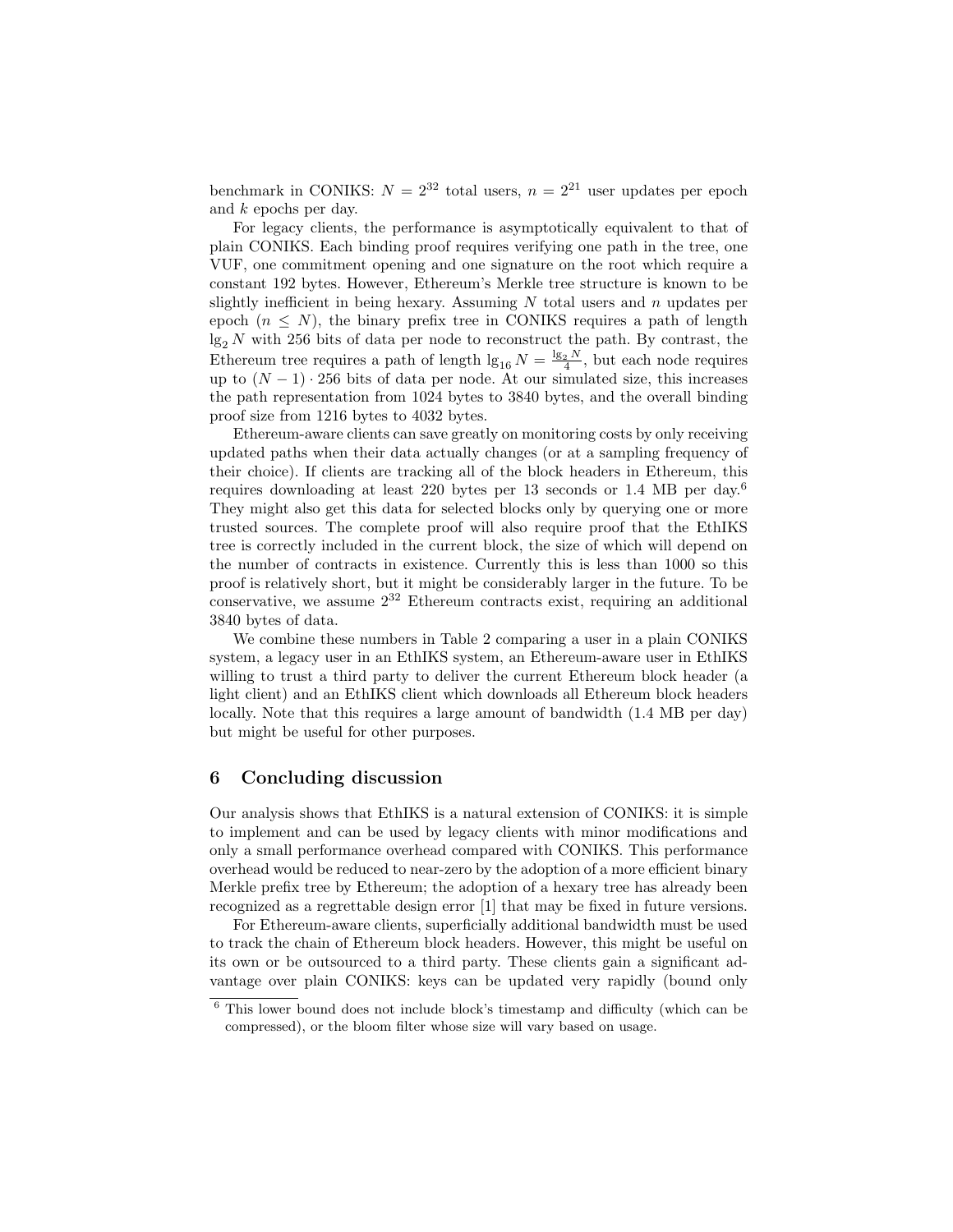benchmark in CONIKS: $N = 2^{32}$ total users, $n = 2^{21}$ user updates per epoch and $k$ epochs per day.

For legacy clients, the performance is asymptotically equivalent to that of plain CONIKS. Each binding proof requires verifying one path in the tree, one VUF, one commitment opening and one signature on the root which require a constant 192 bytes. However, Ethereum's Merkle tree structure is known to be slightly inefficient in being hexary. Assuming $N$ total users and $n$ updates per epoch ($n \leq N$), the binary prefix tree in CONIKS requires a path of length $\lg_2 N$ with 256 bits of data per node to reconstruct the path. By contrast, the Ethereum tree requires a path of length $\lg_{16} N = \frac{\lg_2 N}{4}$, but each node requires up to $(N-1) \cdot 256$ bits of data per node. At our simulated size, this increases the path representation from 1024 bytes to 3840 bytes, and the overall binding proof size from 1216 bytes to 4032 bytes.

Ethereum-aware clients can save greatly on monitoring costs by only receiving updated paths when their data actually changes (or at a sampling frequency of their choice). If clients are tracking all of the block headers in Ethereum, this requires downloading at least 220 bytes per 13 seconds or 1.4 MB per day.[6] They might also get this data for selected blocks only by querying one or more trusted sources. The complete proof will also require proof that the EthIKS tree is correctly included in the current block, the size of which will depend on the number of contracts in existence. Currently this is less than 1000 so this proof is relatively short, but it might be considerably larger in the future. To be conservative, we assume $2^{32}$ Ethereum contracts exist, requiring an additional 3840 bytes of data.

We combine these numbers in Table 2 comparing a user in a plain CONIKS system, a legacy user in an EthIKS system, an Ethereum-aware user in EthIKS willing to trust a third party to deliver the current Ethereum block header (a light client) and an EthIKS client which downloads all Ethereum block headers locally. Note that this requires a large amount of bandwidth (1.4 MB per day) but might be useful for other purposes.

## 6 Concluding discussion

Our analysis shows that EthIKS is a natural extension of CONIKS: it is simple to implement and can be used by legacy clients with minor modifications and only a small performance overhead compared with CONIKS. This performance overhead would be reduced to near-zero by the adoption of a more efficient binary Merkle prefix tree by Ethereum; the adoption of a hexary tree has already been recognized as a regrettable design error [1] that may be fixed in future versions.

For Ethereum-aware clients, superficially additional bandwidth must be used to track the chain of Ethereum block headers. However, this might be useful on its own or be outsourced to a third party. These clients gain a significant advantage over plain CONIKS: keys can be updated very rapidly (bound only

---

[6] This lower bound does not include block's timestamp and difficulty (which can be compressed), or the bloom filter whose size will vary based on usage.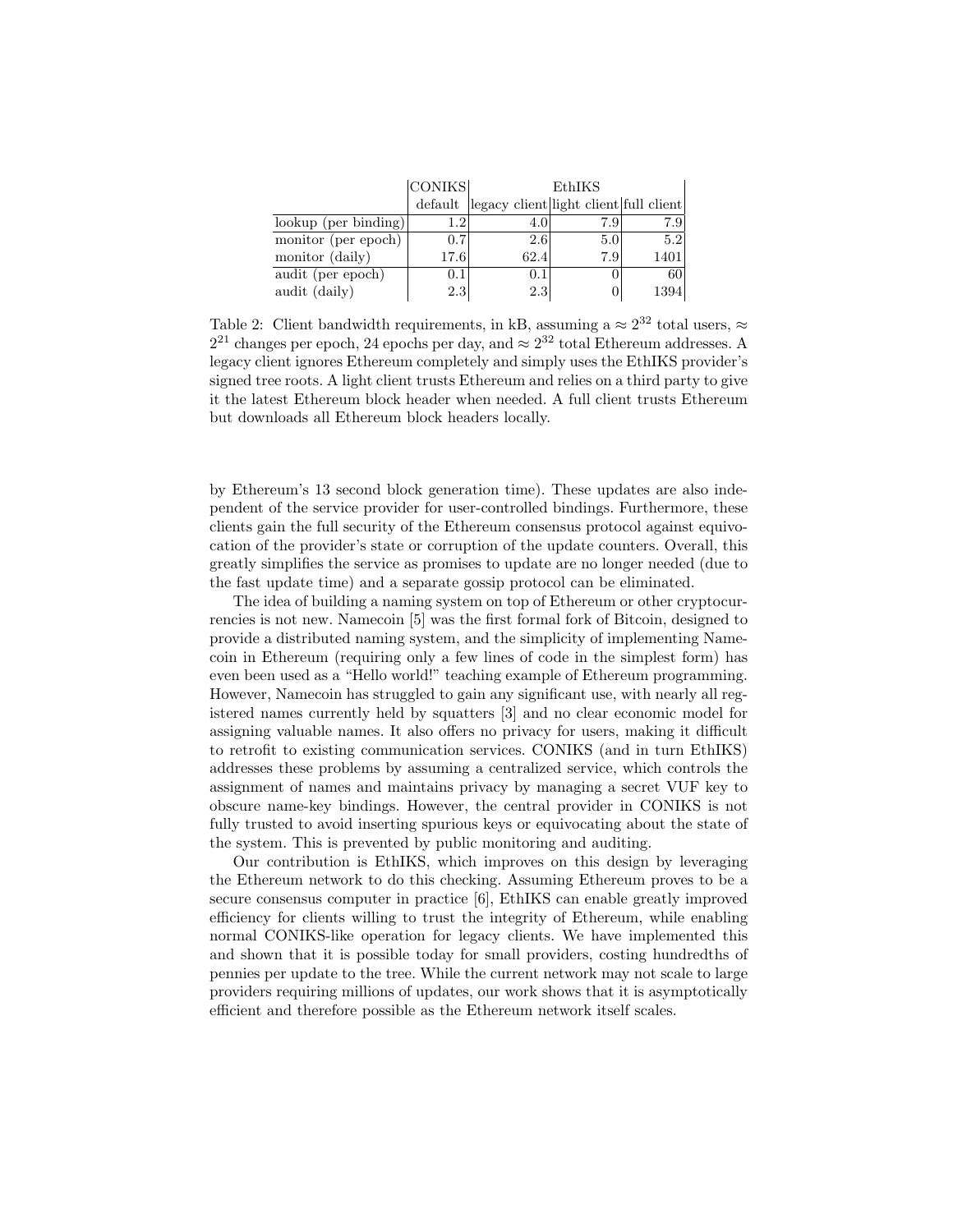| | CONIKS | EthIKS | | |
|---|---|---|---|---|
| | default | legacy client | light client | full client |
| lookup (per binding) | 1.2 | 4.0 | 7.9 | 7.9 |
| monitor (per epoch) | 0.7 | 2.6 | 5.0 | 5.2 |
| monitor (daily) | 17.6 | 62.4 | 7.9 | 1401 |
| audit (per epoch) | 0.1 | 0.1 | 0 | 60 |
| audit (daily) | 2.3 | 2.3 | 0 | 1394 |

Table 2: Client bandwidth requirements, in kB, assuming a $\approx 2^{32}$ total users, $\approx 2^{21}$ changes per epoch, 24 epochs per day, and $\approx 2^{32}$ total Ethereum addresses. A legacy client ignores Ethereum completely and simply uses the EthIKS provider's signed tree roots. A light client trusts Ethereum and relies on a third party to give it the latest Ethereum block header when needed. A full client trusts Ethereum but downloads all Ethereum block headers locally.

by Ethereum's 13 second block generation time). These updates are also independent of the service provider for user-controlled bindings. Furthermore, these clients gain the full security of the Ethereum consensus protocol against equivocation of the provider's state or corruption of the update counters. Overall, this greatly simplifies the service as promises to update are no longer needed (due to the fast update time) and a separate gossip protocol can be eliminated.

The idea of building a naming system on top of Ethereum or other cryptocurrencies is not new. Namecoin [5] was the first formal fork of Bitcoin, designed to provide a distributed naming system, and the simplicity of implementing Namecoin in Ethereum (requiring only a few lines of code in the simplest form) has even been used as a "Hello world!" teaching example of Ethereum programming. However, Namecoin has struggled to gain any significant use, with nearly all registered names currently held by squatters [3] and no clear economic model for assigning valuable names. It also offers no privacy for users, making it difficult to retrofit to existing communication services. CONIKS (and in turn EthIKS) addresses these problems by assuming a centralized service, which controls the assignment of names and maintains privacy by managing a secret VUF key to obscure name-key bindings. However, the central provider in CONIKS is not fully trusted to avoid inserting spurious keys or equivocating about the state of the system. This is prevented by public monitoring and auditing.

Our contribution is EthIKS, which improves on this design by leveraging the Ethereum network to do this checking. Assuming Ethereum proves to be a secure consensus computer in practice [6], EthIKS can enable greatly improved efficiency for clients willing to trust the integrity of Ethereum, while enabling normal CONIKS-like operation for legacy clients. We have implemented this and shown that it is possible today for small providers, costing hundredths of pennies per update to the tree. While the current network may not scale to large providers requiring millions of updates, our work shows that it is asymptotically efficient and therefore possible as the Ethereum network itself scales.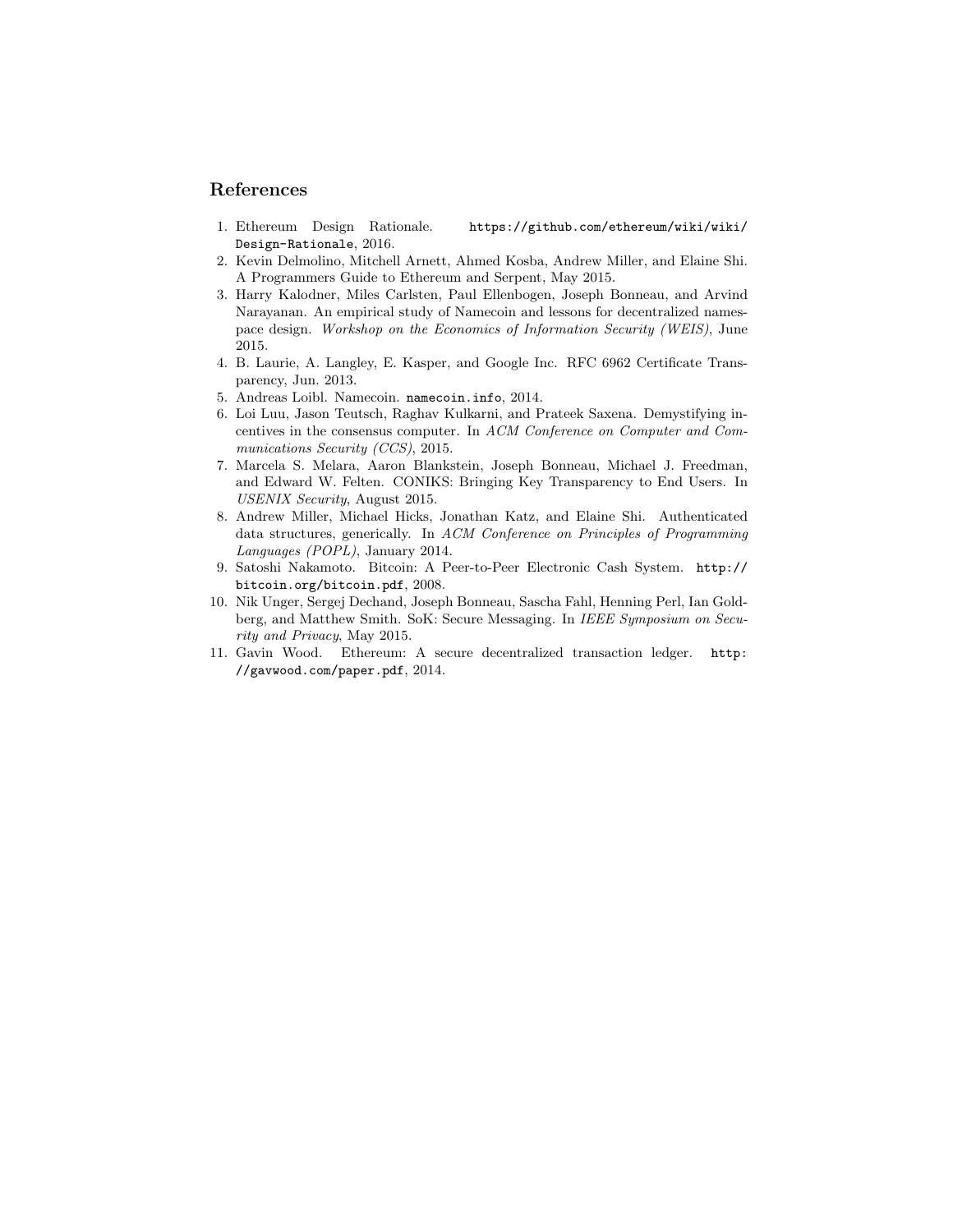## References

1. Ethereum Design Rationale. `https://github.com/ethereum/wiki/wiki/Design-Rationale`, 2016.
2. Kevin Delmolino, Mitchell Arnett, Ahmed Kosba, Andrew Miller, and Elaine Shi. A Programmers Guide to Ethereum and Serpent, May 2015.
3. Harry Kalodner, Miles Carlsten, Paul Ellenbogen, Joseph Bonneau, and Arvind Narayanan. An empirical study of Namecoin and lessons for decentralized namespace design. *Workshop on the Economics of Information Security (WEIS)*, June 2015.
4. B. Laurie, A. Langley, E. Kasper, and Google Inc. RFC 6962 Certificate Transparency, Jun. 2013.
5. Andreas Loibl. Namecoin. `namecoin.info`, 2014.
6. Loi Luu, Jason Teutsch, Raghav Kulkarni, and Prateek Saxena. Demystifying incentives in the consensus computer. In *ACM Conference on Computer and Communications Security (CCS)*, 2015.
7. Marcela S. Melara, Aaron Blankstein, Joseph Bonneau, Michael J. Freedman, and Edward W. Felten. CONIKS: Bringing Key Transparency to End Users. In *USENIX Security*, August 2015.
8. Andrew Miller, Michael Hicks, Jonathan Katz, and Elaine Shi. Authenticated data structures, generically. In *ACM Conference on Principles of Programming Languages (POPL)*, January 2014.
9. Satoshi Nakamoto. Bitcoin: A Peer-to-Peer Electronic Cash System. `http://bitcoin.org/bitcoin.pdf`, 2008.
10. Nik Unger, Sergej Dechand, Joseph Bonneau, Sascha Fahl, Henning Perl, Ian Goldberg, and Matthew Smith. SoK: Secure Messaging. In *IEEE Symposium on Security and Privacy*, May 2015.
11. Gavin Wood. Ethereum: A secure decentralized transaction ledger. `http://gavwood.com/paper.pdf`, 2014.